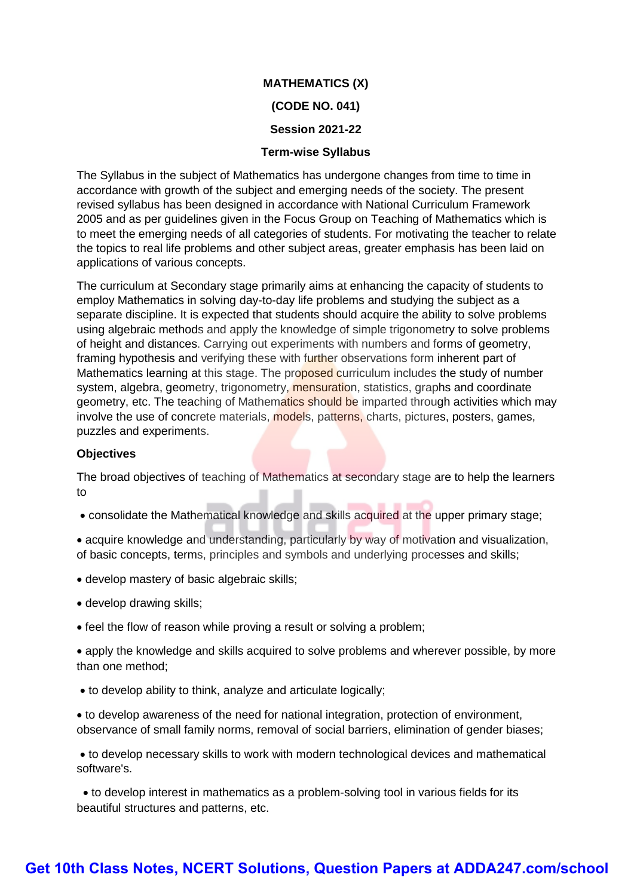# MATHEMATICS (X)

## (CODE NO. 041)

## Session 2021-22

## Term-wise Syllabus

The Syllabus in the subject of Mathematics has undergone changes from time to time in accordance with growth of the subject and emerging needs of the society. The present revised syllabus has been designed in accordance with National Curriculum Framework 2005 and as per guidelines given in the Focus Group on Teaching of Mathematics which is to meet the emerging needs of all categories of students. For motivating the teacher to relate the topics to real life problems and other subject areas, greater emphasis has been laid on applications of various concepts.

The curriculum at Secondary stage primarily aims at enhancing the capacity of students to employ Mathematics in solving day-to-day life problems and studying the subject as a separate discipline. It is expected that students should acquire the ability to solve problems using algebraic methods and apply the knowledge of simple trigonometry to solve problems of height and distances. Carrying out experiments with numbers and forms of geometry, framing hypothesis and verifying these with further observations form inherent part of Mathematics learning at this stage. The proposed curriculum includes the study of number system, algebra, geometry, trigonometry, mensuration, statistics, graphs and coordinate geometry, etc. The teaching of Mathematics should be imparted through activities which may involve the use of concrete materials, models, patterns, charts, pictures, posters, games, puzzles and experiments.

**Objectives**

The broad objectives of teaching of Mathematics at secondary stage are to help the learners to

- consolidate the Mathematical knowledge and skills acquired at the upper primary stage;
- acquire knowledge and understanding, particularly by way of motivation and visualization, of basic concepts, terms, principles and symbols and underlying processes and skills;
- develop mastery of basic algebraic skills;
- develop drawing skills;
- feel the flow of reason while proving a result or solving a problem;
- apply the knowledge and skills acquired to solve problems and wherever possible, by more than one method;
- to develop ability to think, analyze and articulate logically;
- to develop awareness of the need for national integration, protection of environment, observance of small family norms, removal of social barriers, elimination of gender biases;
- to develop necessary skills to work with modern technological devices and mathematical software's.
- to develop interest in mathematics as a problem-solving tool in various fields for its beautiful structures and patterns, etc.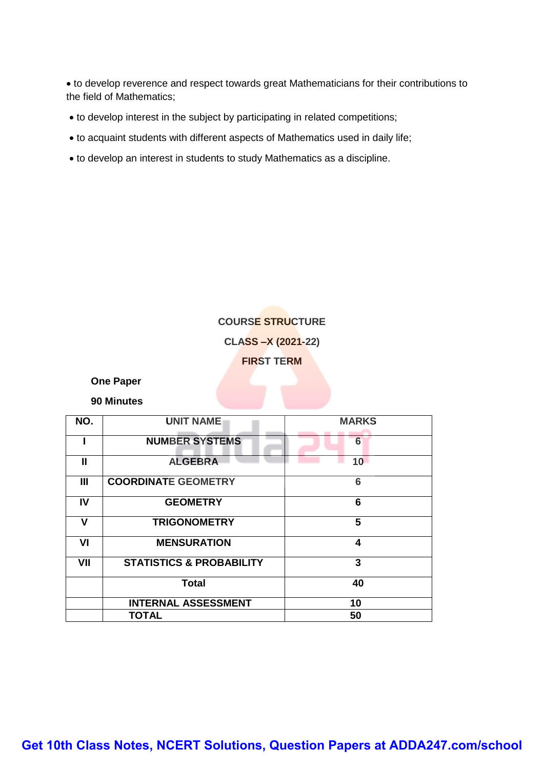- to develop reverence and respect towards great Mathematicians for their contributions to the field of Mathematics;
- to develop interest in the subject by participating in related competitions;
- to acquaint students with different aspects of Mathematics used in daily life;
- to develop an interest in students to study Mathematics as a discipline.

**COURSE STRUCTURE**

**CLASS –X (2021-22)**

**FIRST TERM**

**One Paper**

**90 Minutes**

| NO. | UNIT NAME | MARKS |
|---|---|---|
| I | NUMBER SYSTEMS | 6 |
| II | ALGEBRA | 10 |
| III | COORDINATE GEOMETRY | 6 |
| IV | GEOMETRY | 6 |
| V | TRIGONOMETRY | 5 |
| VI | MENSURATION | 4 |
| VII | STATISTICS & PROBABILITY | 3 |
| | Total | 40 |
| | INTERNAL ASSESSMENT | 10 |
| | TOTAL | 50 |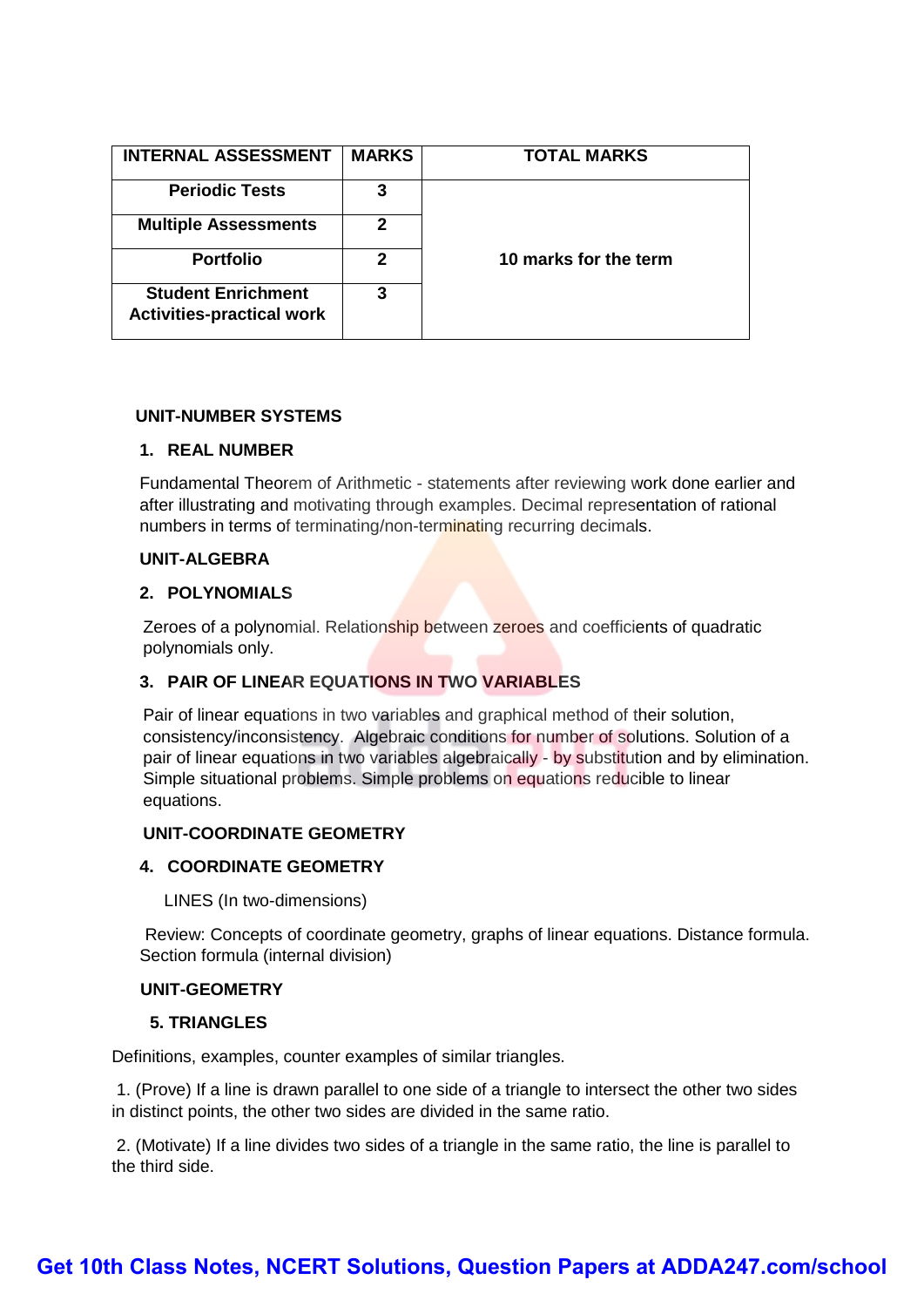| INTERNAL ASSESSMENT | MARKS | TOTAL MARKS |
|---|---|---|
| Periodic Tests | 3 | 10 marks for the term |
| Multiple Assessments | 2 | |
| Portfolio | 2 | |
| Student Enrichment Activities-practical work | 3 | |

**UNIT-NUMBER SYSTEMS**

**1. REAL NUMBER**

Fundamental Theorem of Arithmetic - statements after reviewing work done earlier and after illustrating and motivating through examples. Decimal representation of rational numbers in terms of terminating/non-terminating recurring decimals.

**UNIT-ALGEBRA**

**2. POLYNOMIALS**

Zeroes of a polynomial. Relationship between zeroes and coefficients of quadratic polynomials only.

**3. PAIR OF LINEAR EQUATIONS IN TWO VARIABLES**

Pair of linear equations in two variables and graphical method of their solution, consistency/inconsistency. Algebraic conditions for number of solutions. Solution of a pair of linear equations in two variables algebraically - by substitution and by elimination. Simple situational problems. Simple problems on equations reducible to linear equations.

**UNIT-COORDINATE GEOMETRY**

**4. COORDINATE GEOMETRY**

LINES (In two-dimensions)

Review: Concepts of coordinate geometry, graphs of linear equations. Distance formula. Section formula (internal division)

**UNIT-GEOMETRY**

**5. TRIANGLES**

Definitions, examples, counter examples of similar triangles.

1. (Prove) If a line is drawn parallel to one side of a triangle to intersect the other two sides in distinct points, the other two sides are divided in the same ratio.

2. (Motivate) If a line divides two sides of a triangle in the same ratio, the line is parallel to the third side.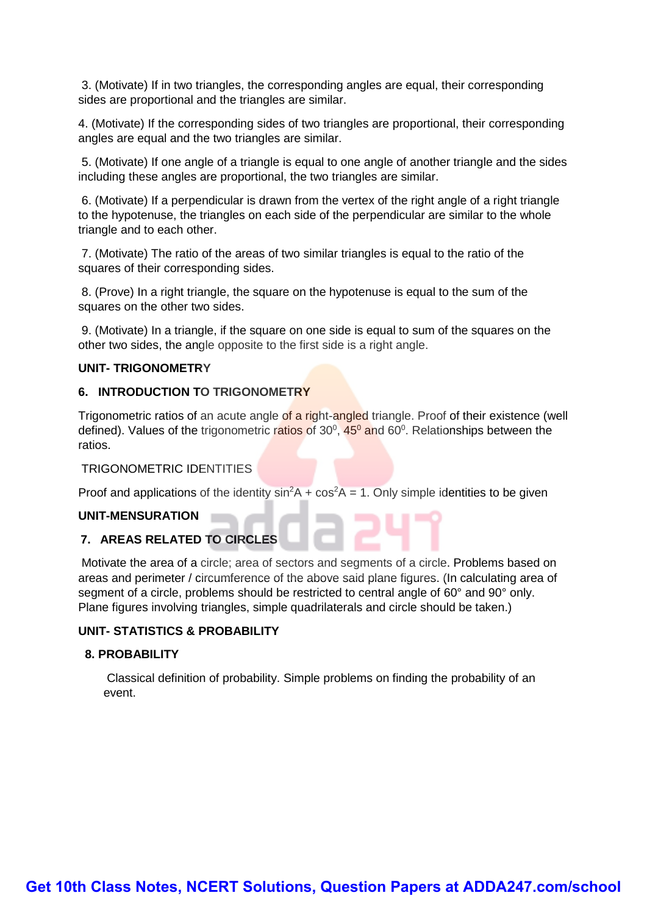3. (Motivate) If in two triangles, the corresponding angles are equal, their corresponding sides are proportional and the triangles are similar.

4. (Motivate) If the corresponding sides of two triangles are proportional, their corresponding angles are equal and the two triangles are similar.

5. (Motivate) If one angle of a triangle is equal to one angle of another triangle and the sides including these angles are proportional, the two triangles are similar.

6. (Motivate) If a perpendicular is drawn from the vertex of the right angle of a right triangle to the hypotenuse, the triangles on each side of the perpendicular are similar to the whole triangle and to each other.

7. (Motivate) The ratio of the areas of two similar triangles is equal to the ratio of the squares of their corresponding sides.

8. (Prove) In a right triangle, the square on the hypotenuse is equal to the sum of the squares on the other two sides.

9. (Motivate) In a triangle, if the square on one side is equal to sum of the squares on the other two sides, the angle opposite to the first side is a right angle.

**UNIT- TRIGONOMETRY**

**6. INTRODUCTION TO TRIGONOMETRY**

Trigonometric ratios of an acute angle of a right-angled triangle. Proof of their existence (well defined). Values of the trigonometric ratios of $30^0$, $45^0$ and $60^0$. Relationships between the ratios.

TRIGONOMETRIC IDENTITIES

Proof and applications of the identity $\sin^2A + \cos^2A = 1$. Only simple identities to be given

**UNIT-MENSURATION**

**7. AREAS RELATED TO CIRCLES**

Motivate the area of a circle; area of sectors and segments of a circle. Problems based on areas and perimeter / circumference of the above said plane figures. (In calculating area of segment of a circle, problems should be restricted to central angle of 60° and 90° only. Plane figures involving triangles, simple quadrilaterals and circle should be taken.)

**UNIT- STATISTICS & PROBABILITY**

**8. PROBABILITY**

Classical definition of probability. Simple problems on finding the probability of an event.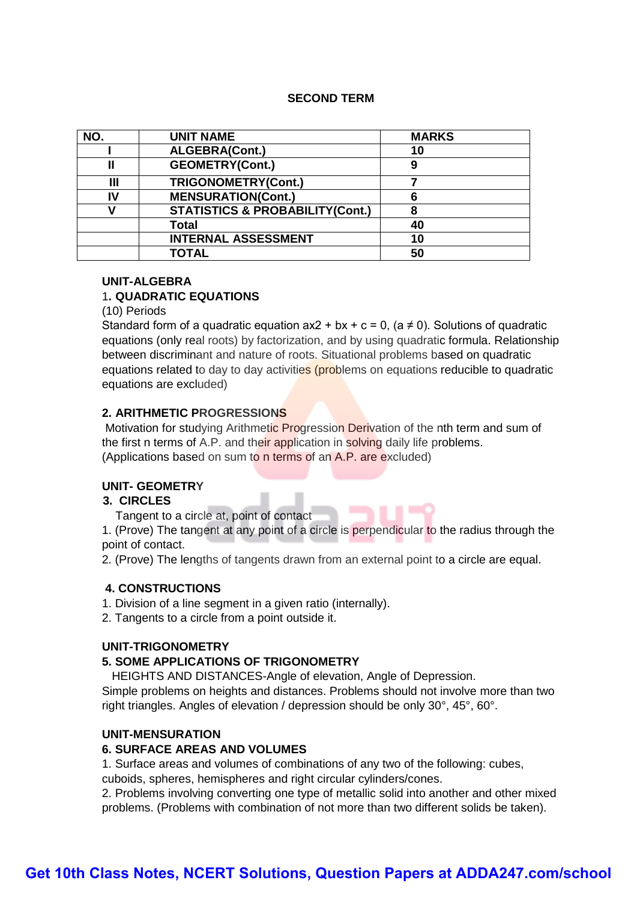## SECOND TERM

| NO. | UNIT NAME | MARKS |
|---|---|---|
| I | ALGEBRA(Cont.) | 10 |
| II | GEOMETRY(Cont.) | 9 |
| III | TRIGONOMETRY(Cont.) | 7 |
| IV | MENSURATION(Cont.) | 6 |
| V | STATISTICS & PROBABILITY(Cont.) | 8 |
| | Total | 40 |
| | INTERNAL ASSESSMENT | 10 |
| | TOTAL | 50 |

**UNIT-ALGEBRA**

1**. QUADRATIC EQUATIONS**

(10) Periods

Standard form of a quadratic equation ax2 + bx + c = 0, (a ≠ 0). Solutions of quadratic equations (only real roots) by factorization, and by using quadratic formula. Relationship between discriminant and nature of roots. Situational problems based on quadratic equations related to day to day activities (problems on equations reducible to quadratic equations are excluded)

**2. ARITHMETIC PROGRESSIONS**

Motivation for studying Arithmetic Progression Derivation of the nth term and sum of the first n terms of A.P. and their application in solving daily life problems. (Applications based on sum to n terms of an A.P. are excluded)

**UNIT- GEOMETRY**

**3. CIRCLES**

Tangent to a circle at, point of contact

1. (Prove) The tangent at any point of a circle is perpendicular to the radius through the point of contact.
2. (Prove) The lengths of tangents drawn from an external point to a circle are equal.

**4. CONSTRUCTIONS**

1. Division of a line segment in a given ratio (internally).
2. Tangents to a circle from a point outside it.

**UNIT-TRIGONOMETRY**

**5. SOME APPLICATIONS OF TRIGONOMETRY**

HEIGHTS AND DISTANCES-Angle of elevation, Angle of Depression.

Simple problems on heights and distances. Problems should not involve more than two right triangles. Angles of elevation / depression should be only 30°, 45°, 60°.

**UNIT-MENSURATION**

**6. SURFACE AREAS AND VOLUMES**

1. Surface areas and volumes of combinations of any two of the following: cubes, cuboids, spheres, hemispheres and right circular cylinders/cones.
2. Problems involving converting one type of metallic solid into another and other mixed problems. (Problems with combination of not more than two different solids be taken).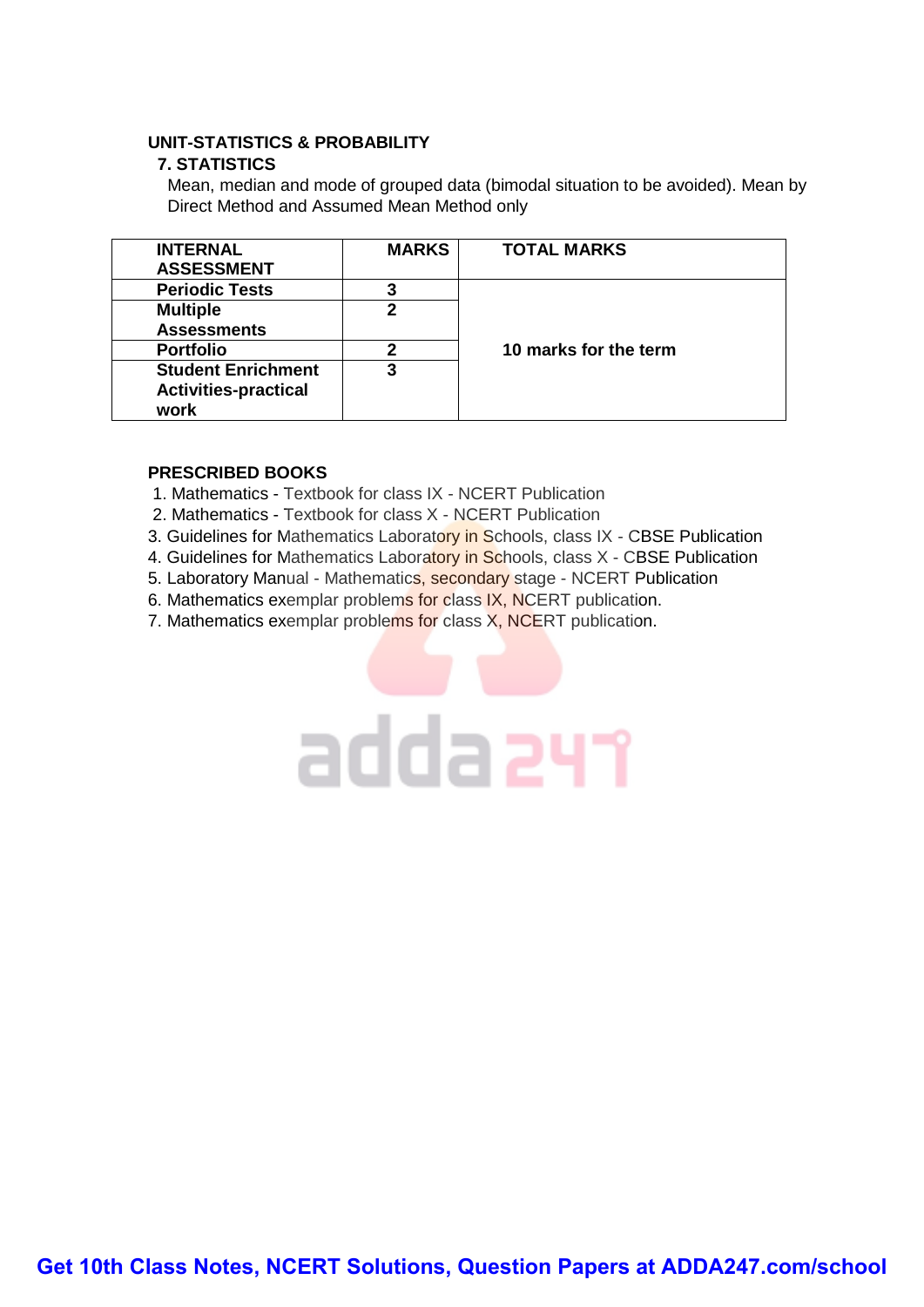**UNIT-STATISTICS & PROBABILITY**

**7. STATISTICS**

Mean, median and mode of grouped data (bimodal situation to be avoided). Mean by Direct Method and Assumed Mean Method only

| INTERNAL ASSESSMENT | MARKS | TOTAL MARKS |
|---|---|---|
| Periodic Tests | 3 | 10 marks for the term |
| Multiple Assessments | 2 | |
| Portfolio | 2 | |
| Student Enrichment Activities-practical work | 3 | |

**PRESCRIBED BOOKS**

1. Mathematics - Textbook for class IX - NCERT Publication
2. Mathematics - Textbook for class X - NCERT Publication
3. Guidelines for Mathematics Laboratory in Schools, class IX - CBSE Publication
4. Guidelines for Mathematics Laboratory in Schools, class X - CBSE Publication
5. Laboratory Manual - Mathematics, secondary stage - NCERT Publication
6. Mathematics exemplar problems for class IX, NCERT publication.
7. Mathematics exemplar problems for class X, NCERT publication.